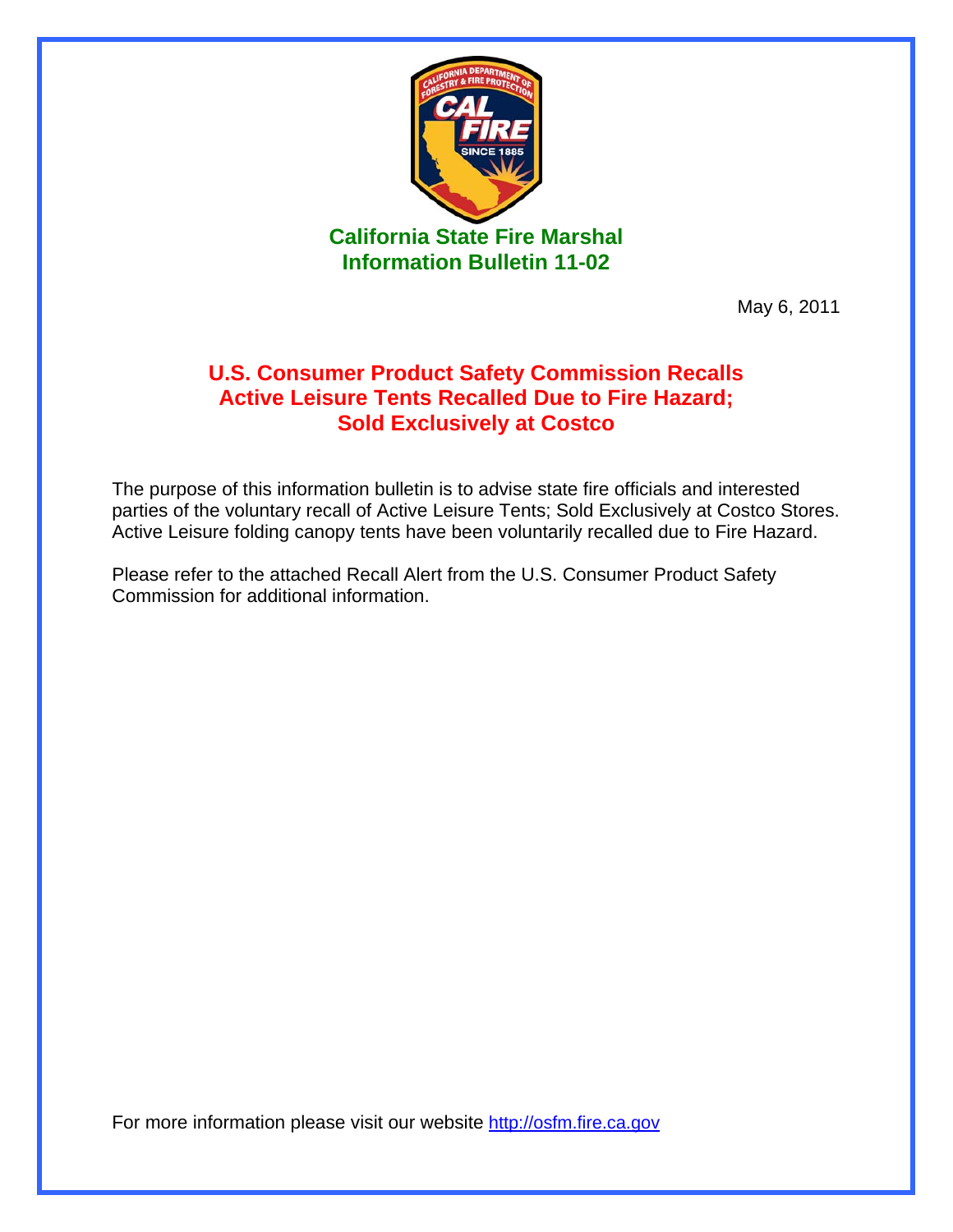# California State Fire Marshal
## Information Bulletin 11-02

May 6, 2011

## U.S. Consumer Product Safety Commission Recalls Active Leisure Tents Recalled Due to Fire Hazard; Sold Exclusively at Costco

The purpose of this information bulletin is to advise state fire officials and interested parties of the voluntary recall of Active Leisure Tents; Sold Exclusively at Costco Stores. Active Leisure folding canopy tents have been voluntarily recalled due to Fire Hazard.

Please refer to the attached Recall Alert from the U.S. Consumer Product Safety Commission for additional information.

For more information please visit our website http://osfm.fire.ca.gov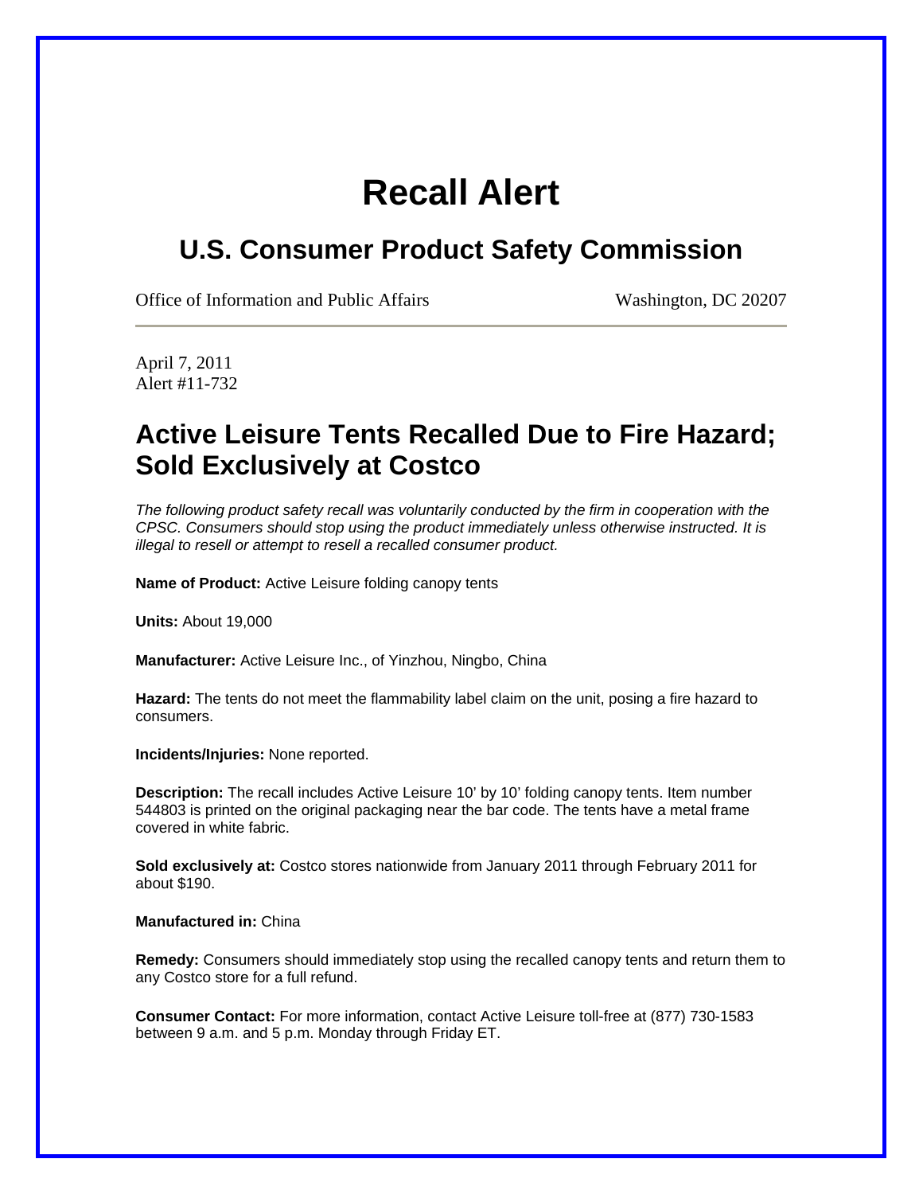# Recall Alert

## U.S. Consumer Product Safety Commission

Office of Information and Public Affairs Washington, DC 20207

April 7, 2011
Alert #11-732

## Active Leisure Tents Recalled Due to Fire Hazard; Sold Exclusively at Costco

*The following product safety recall was voluntarily conducted by the firm in cooperation with the CPSC. Consumers should stop using the product immediately unless otherwise instructed. It is illegal to resell or attempt to resell a recalled consumer product.*

**Name of Product:** Active Leisure folding canopy tents

**Units:** About 19,000

**Manufacturer:** Active Leisure Inc., of Yinzhou, Ningbo, China

**Hazard:** The tents do not meet the flammability label claim on the unit, posing a fire hazard to consumers.

**Incidents/Injuries:** None reported.

**Description:** The recall includes Active Leisure 10' by 10' folding canopy tents. Item number 544803 is printed on the original packaging near the bar code. The tents have a metal frame covered in white fabric.

**Sold exclusively at:** Costco stores nationwide from January 2011 through February 2011 for about $190.

**Manufactured in:** China

**Remedy:** Consumers should immediately stop using the recalled canopy tents and return them to any Costco store for a full refund.

**Consumer Contact:** For more information, contact Active Leisure toll-free at (877) 730-1583 between 9 a.m. and 5 p.m. Monday through Friday ET.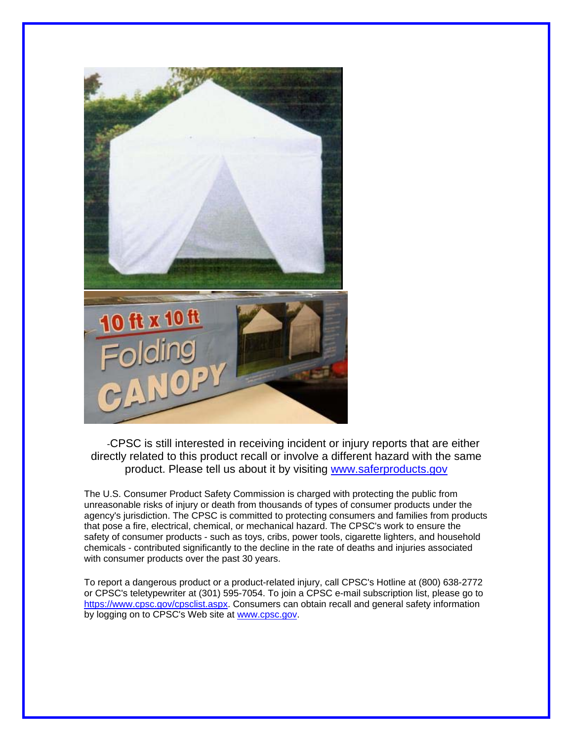-CPSC is still interested in receiving incident or injury reports that are either directly related to this product recall or involve a different hazard with the same product. Please tell us about it by visiting [www.saferproducts.gov](http://www.saferproducts.gov)

The U.S. Consumer Product Safety Commission is charged with protecting the public from unreasonable risks of injury or death from thousands of types of consumer products under the agency's jurisdiction. The CPSC is committed to protecting consumers and families from products that pose a fire, electrical, chemical, or mechanical hazard. The CPSC's work to ensure the safety of consumer products - such as toys, cribs, power tools, cigarette lighters, and household chemicals - contributed significantly to the decline in the rate of deaths and injuries associated with consumer products over the past 30 years.

To report a dangerous product or a product-related injury, call CPSC's Hotline at (800) 638-2772 or CPSC's teletypewriter at (301) 595-7054. To join a CPSC e-mail subscription list, please go to [https://www.cpsc.gov/cpsclist.aspx](https://www.cpsc.gov/cpsclist.aspx). Consumers can obtain recall and general safety information by logging on to CPSC's Web site at [www.cpsc.gov](http://www.cpsc.gov).